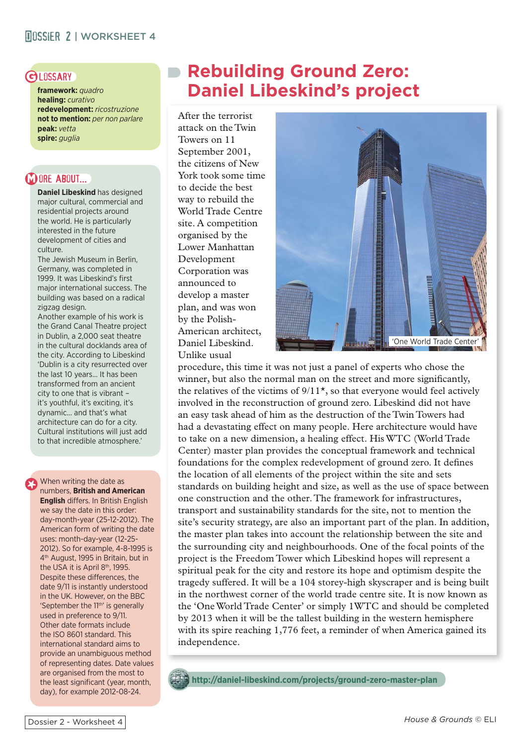# Rebuilding Ground Zero: Daniel Libeskind's project

After the terrorist attack on the Twin Towers on 11 September 2001, the citizens of New York took some time to decide the best way to rebuild the World Trade Centre site. A competition organised by the Lower Manhattan Development Corporation was announced to develop a master plan, and was won by the Polish-American architect, Daniel Libeskind. Unlike usual procedure, this time it was not just a panel of experts who chose the winner, but also the normal man on the street and more significantly, the relatives of the victims of 9/11*, so that everyone would feel actively involved in the reconstruction of ground zero. Libeskind did not have an easy task ahead of him as the destruction of the Twin Towers had had a devastating effect on many people. Here architecture would have to take on a new dimension, a healing effect. His WTC (World Trade Center) master plan provides the conceptual framework and technical foundations for the complex redevelopment of ground zero. It defines the location of all elements of the project within the site and sets standards on building height and size, as well as the use of space between one construction and the other. The framework for infrastructures, transport and sustainability standards for the site, not to mention the site's security strategy, are also an important part of the plan. In addition, the master plan takes into account the relationship between the site and the surrounding city and neighbourhoods. One of the focal points of the project is the Freedom Tower which Libeskind hopes will represent a spiritual peak for the city and restore its hope and optimism despite the tragedy suffered. It will be a 104 storey-high skyscraper and is being built in the northwest corner of the world trade centre site. It is now known as the 'One World Trade Center' or simply 1WTC and should be completed by 2013 when it will be the tallest building in the western hemisphere with its spire reaching 1,776 feet, a reminder of when America gained its independence.

'One World Trade Center'

http://daniel-libeskind.com/projects/ground-zero-master-plan

## GLOSSARY

**framework:** *quadro*
**healing:** *curativo*
**redevelopment:** *ricostruzione*
**not to mention:** *per non parlare*
**peak:** *vetta*
**spire:** *guglia*

## MORE ABOUT...

**Daniel Libeskind** has designed major cultural, commercial and residential projects around the world. He is particularly interested in the future development of cities and culture.
The Jewish Museum in Berlin, Germany, was completed in 1999. It was Libeskind's first major international success. The building was based on a radical zigzag design.
Another example of his work is the Grand Canal Theatre project in Dublin, a 2,000 seat theatre in the cultural docklands area of the city. According to Libeskind 'Dublin is a city resurrected over the last 10 years... It has been transformed from an ancient city to one that is vibrant – it's youthful, it's exciting, it's dynamic... and that's what architecture can do for a city. Cultural institutions will just add to that incredible atmosphere.'

---

* When writing the date as numbers, **British and American English** differs. In British English we say the date in this order: day-month-year (25-12-2012). The American form of writing the date uses: month-day-year (12-25-2012). So for example, 4-8-1995 is 4th August, 1995 in Britain, but in the USA it is April 8th, 1995.
Despite these differences, the date 9/11 is instantly understood in the UK. However, on the BBC 'September the 11th' is generally used in preference to 9/11.
Other date formats include the ISO 8601 standard. This international standard aims to provide an unambiguous method of representing dates. Date values are organised from the most to the least significant (year, month, day), for example 2012-08-24.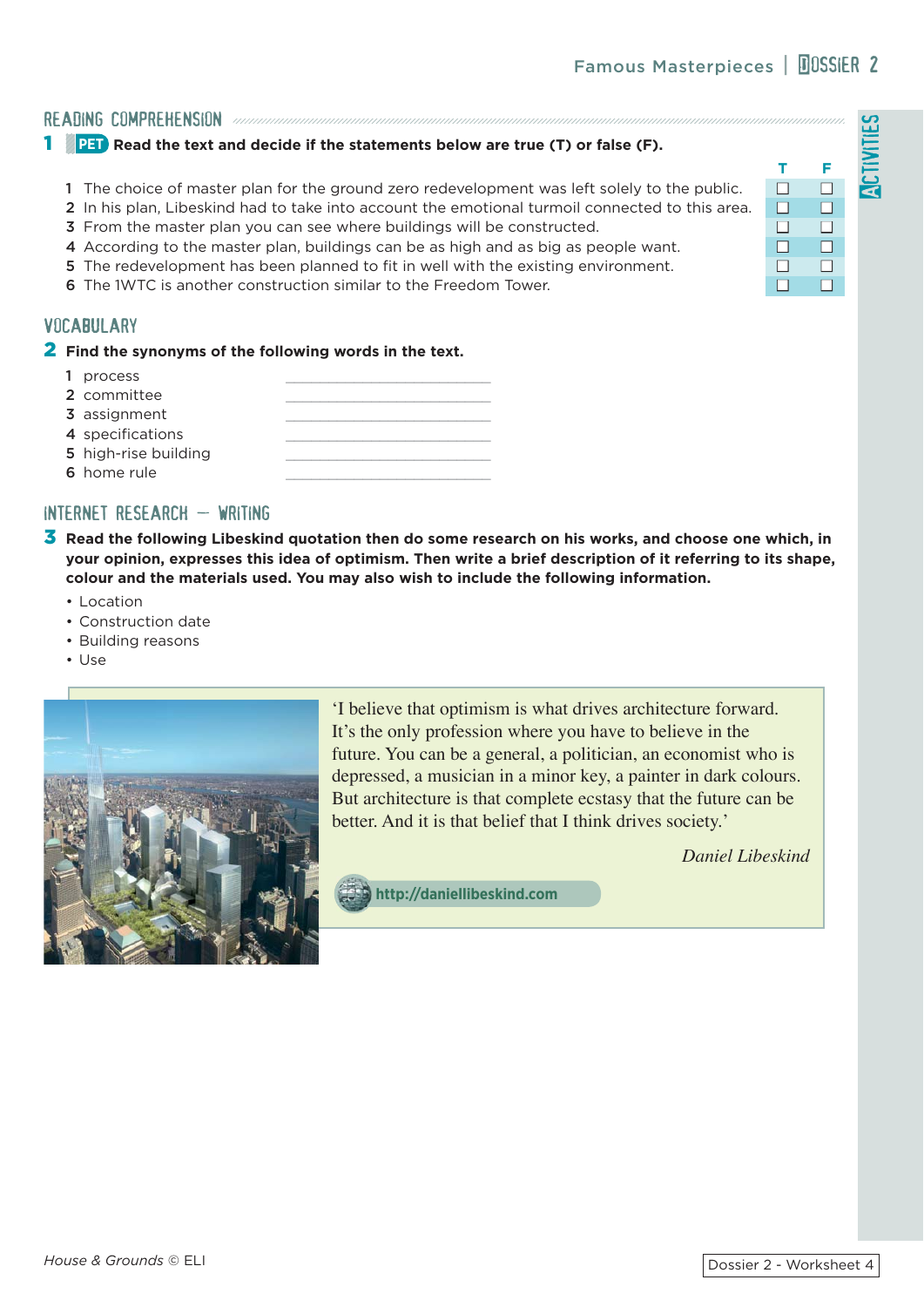## READING COMPREHENSION

**1** PET **Read the text and decide if the statements below are true (T) or false (F).**

| | | T | F |
|---|---|---|---|
| 1 | The choice of master plan for the ground zero redevelopment was left solely to the public. | ☐ | ☐ |
| 2 | In his plan, Libeskind had to take into account the emotional turmoil connected to this area. | ☐ | ☐ |
| 3 | From the master plan you can see where buildings will be constructed. | ☐ | ☐ |
| 4 | According to the master plan, buildings can be as high and as big as people want. | ☐ | ☐ |
| 5 | The redevelopment has been planned to fit in well with the existing environment. | ☐ | ☐ |
| 6 | The 1WTC is another construction similar to the Freedom Tower. | ☐ | ☐ |

## VOCABULARY

**2** **Find the synonyms of the following words in the text.**

1 process ____________________
2 committee ____________________
3 assignment ____________________
4 specifications ____________________
5 high-rise building ____________________
6 home rule ____________________

## INTERNET RESEARCH – WRITING

**3** **Read the following Libeskind quotation then do some research on his works, and choose one which, in your opinion, expresses this idea of optimism. Then write a brief description of it referring to its shape, colour and the materials used. You may also wish to include the following information.**

- Location
- Construction date
- Building reasons
- Use

'I believe that optimism is what drives architecture forward. It's the only profession where you have to believe in the future. You can be a general, a politician, an economist who is depressed, a musician in a minor key, a painter in dark colours. But architecture is that complete ecstasy that the future can be better. And it is that belief that I think drives society.'

*Daniel Libeskind*

http://daniellibeskind.com